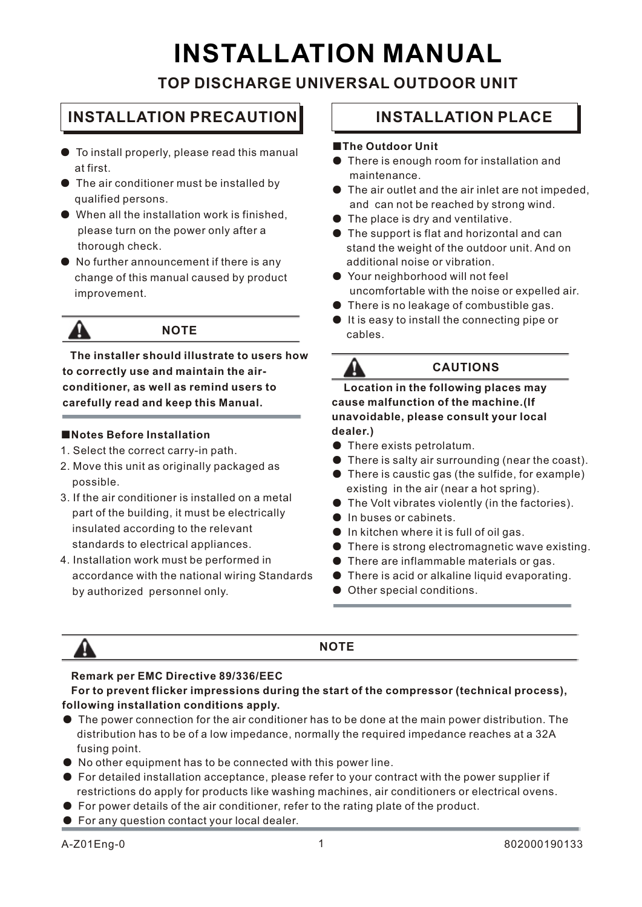# INSTALLATION MANUAL

## TOP DISCHARGE UNIVERSAL OUTDOOR UNIT

## INSTALLATION PRECAUTION

- To install properly, please read this manual at first.
- The air conditioner must be installed by qualified persons.
- When all the installation work is finished, please turn on the power only after a thorough check.
- No further announcement if there is any change of this manual caused by product improvement.

### NOTE

**The installer should illustrate to users how to correctly use and maintain the air-conditioner, as well as remind users to carefully read and keep this Manual.**

**■Notes Before Installation**

1. Select the correct carry-in path.
2. Move this unit as originally packaged as possible.
3. If the air conditioner is installed on a metal part of the building, it must be electrically insulated according to the relevant standards to electrical appliances.
4. Installation work must be performed in accordance with the national wiring Standards by authorized personnel only.

## INSTALLATION PLACE

**■The Outdoor Unit**

- There is enough room for installation and maintenance.
- The air outlet and the air inlet are not impeded, and can not be reached by strong wind.
- The place is dry and ventilative.
- The support is flat and horizontal and can stand the weight of the outdoor unit. And on additional noise or vibration.
- Your neighborhood will not feel uncomfortable with the noise or expelled air.
- There is no leakage of combustible gas.
- It is easy to install the connecting pipe or cables.

### CAUTIONS

**Location in the following places may cause malfunction of the machine.(If unavoidable, please consult your local dealer.)**

- There exists petrolatum.
- There is salty air surrounding (near the coast).
- There is caustic gas (the sulfide, for example) existing in the air (near a hot spring).
- The Volt vibrates violently (in the factories).
- In buses or cabinets.
- In kitchen where it is full of oil gas.
- There is strong electromagnetic wave existing.
- There are inflammable materials or gas.
- There is acid or alkaline liquid evaporating.
- Other special conditions.

### NOTE

**Remark per EMC Directive 89/336/EEC**

**For to prevent flicker impressions during the start of the compressor (technical process), following installation conditions apply.**

- The power connection for the air conditioner has to be done at the main power distribution. The distribution has to be of a low impedance, normally the required impedance reaches at a 32A fusing point.
- No other equipment has to be connected with this power line.
- For detailed installation acceptance, please refer to your contract with the power supplier if restrictions do apply for products like washing machines, air conditioners or electrical ovens.
- For power details of the air conditioner, refer to the rating plate of the product.
- For any question contact your local dealer.

A-Z01Eng-0 802000190133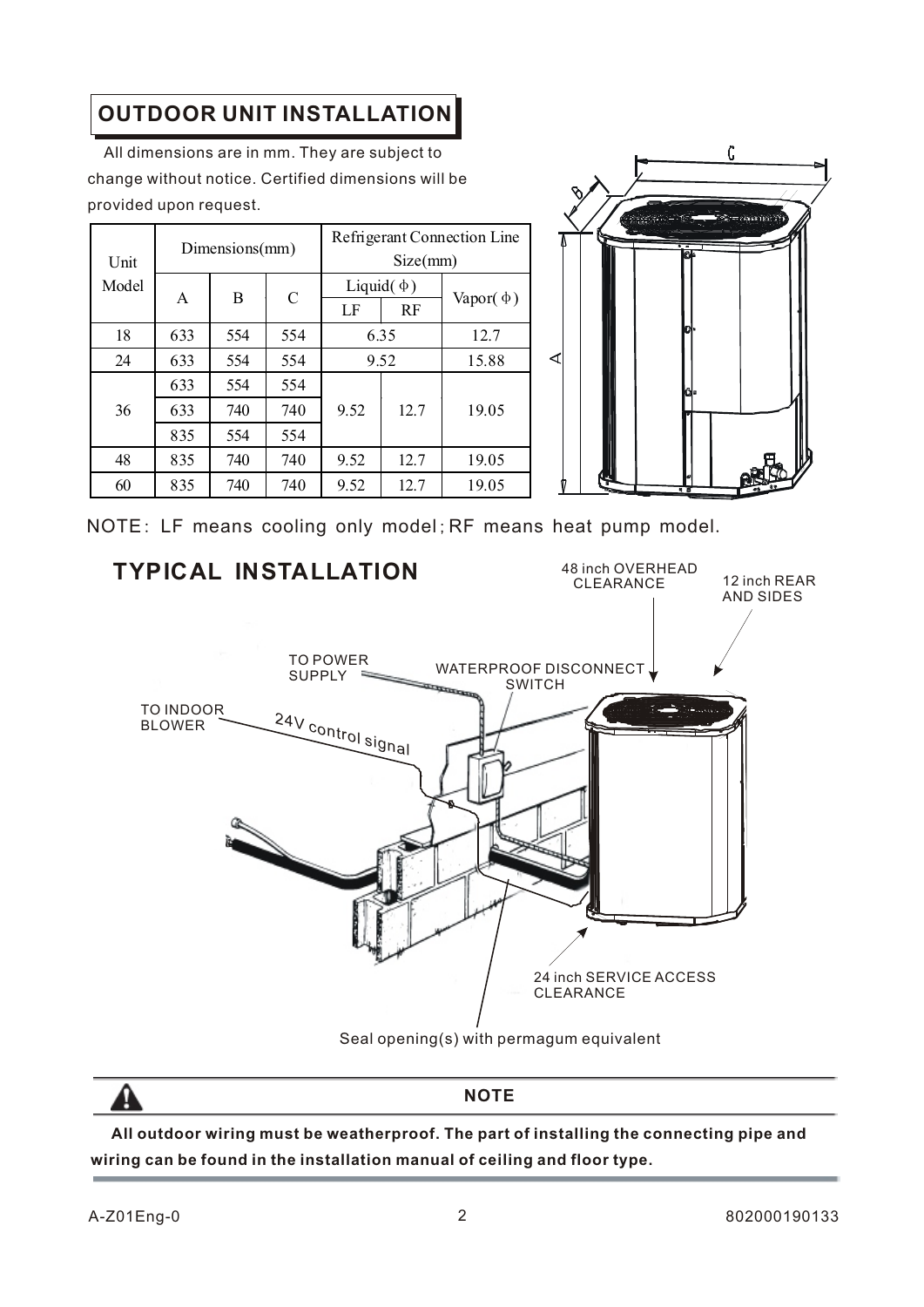# OUTDOOR UNIT INSTALLATION

All dimensions are in mm. They are subject to change without notice. Certified dimensions will be provided upon request.

| Unit Model | Dimensions(mm) | | | Refrigerant Connection Line Size(mm) | | |
|---|---|---|---|---|---|---|
| | A | B | C | Liquid( φ ) | | Vapor( φ ) |
| | | | | LF | RF | |
| 18 | 633 | 554 | 554 | 6.35 | | 12.7 |
| 24 | 633 | 554 | 554 | 9.52 | | 15.88 |
| 36 | 633 | 554 | 554 | 9.52 | 12.7 | 19.05 |
| | 633 | 740 | 740 | | | |
| | 835 | 554 | 554 | | | |
| 48 | 835 | 740 | 740 | 9.52 | 12.7 | 19.05 |
| 60 | 835 | 740 | 740 | 9.52 | 12.7 | 19.05 |

C

B

A

NOTE: LF means cooling only model; RF means heat pump model.

# TYPICAL INSTALLATION

48 inch OVERHEAD CLEARANCE

12 inch REAR AND SIDES

TO POWER SUPPLY

WATERPROOF DISCONNECT SWITCH

TO INDOOR BLOWER

24V control signal

24 inch SERVICE ACCESS CLEARANCE

Seal opening(s) with permagum equivalent

**NOTE**

**All outdoor wiring must be weatherproof. The part of installing the connecting pipe and wiring can be found in the installation manual of ceiling and floor type.**

A-Z01Eng-0

802000190133